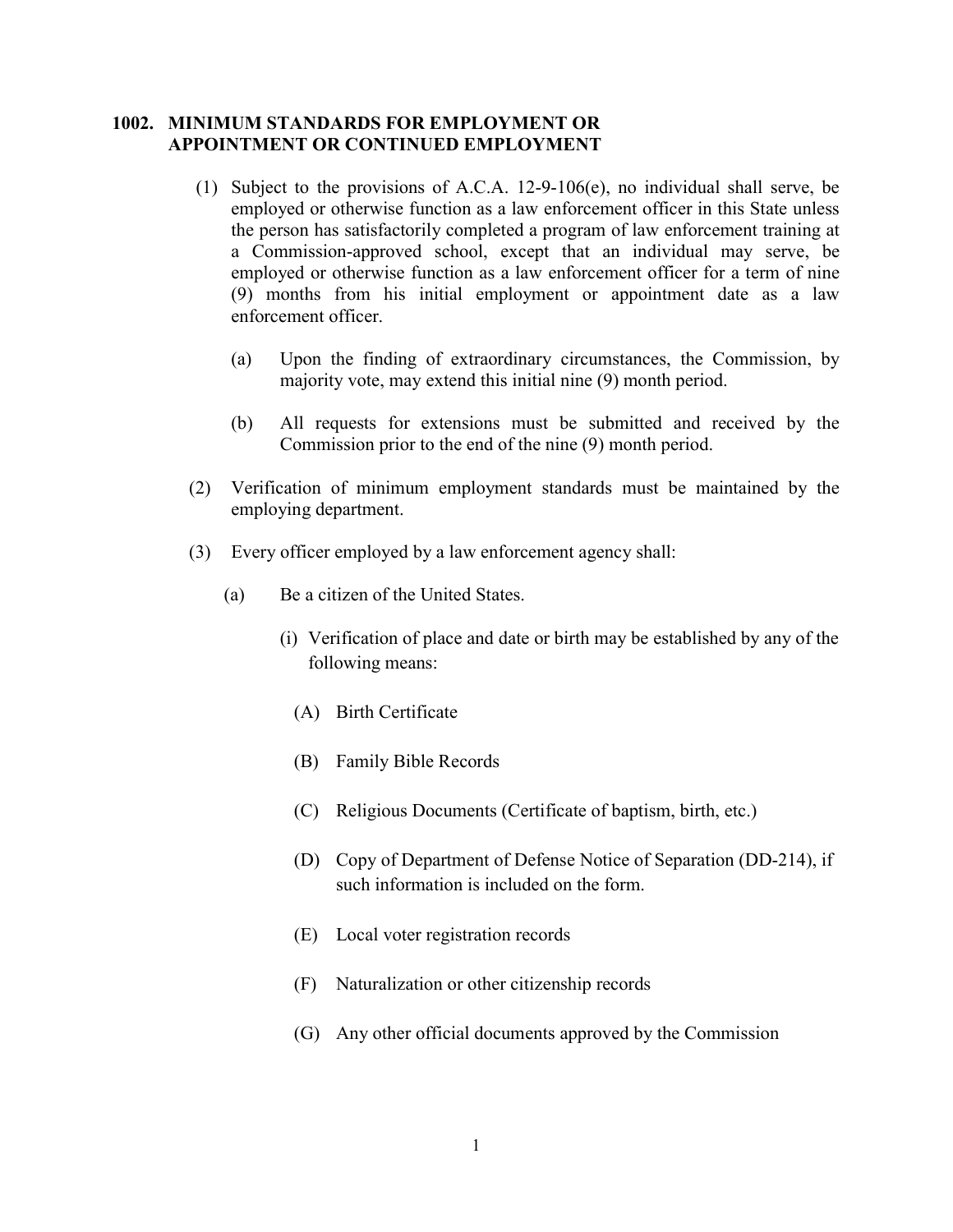## 1002. MINIMUM STANDARDS FOR EMPLOYMENT OR APPOINTMENT OR CONTINUED EMPLOYMENT

(1) Subject to the provisions of A.C.A. 12-9-106(e), no individual shall serve, be employed or otherwise function as a law enforcement officer in this State unless the person has satisfactorily completed a program of law enforcement training at a Commission-approved school, except that an individual may serve, be employed or otherwise function as a law enforcement officer for a term of nine (9) months from his initial employment or appointment date as a law enforcement officer.

  (a) Upon the finding of extraordinary circumstances, the Commission, by majority vote, may extend this initial nine (9) month period.

  (b) All requests for extensions must be submitted and received by the Commission prior to the end of the nine (9) month period.

(2) Verification of minimum employment standards must be maintained by the employing department.

(3) Every officer employed by a law enforcement agency shall:

  (a) Be a citizen of the United States.

    (i) Verification of place and date or birth may be established by any of the following means:

      (A) Birth Certificate

      (B) Family Bible Records

      (C) Religious Documents (Certificate of baptism, birth, etc.)

      (D) Copy of Department of Defense Notice of Separation (DD-214), if such information is included on the form.

      (E) Local voter registration records

      (F) Naturalization or other citizenship records

      (G) Any other official documents approved by the Commission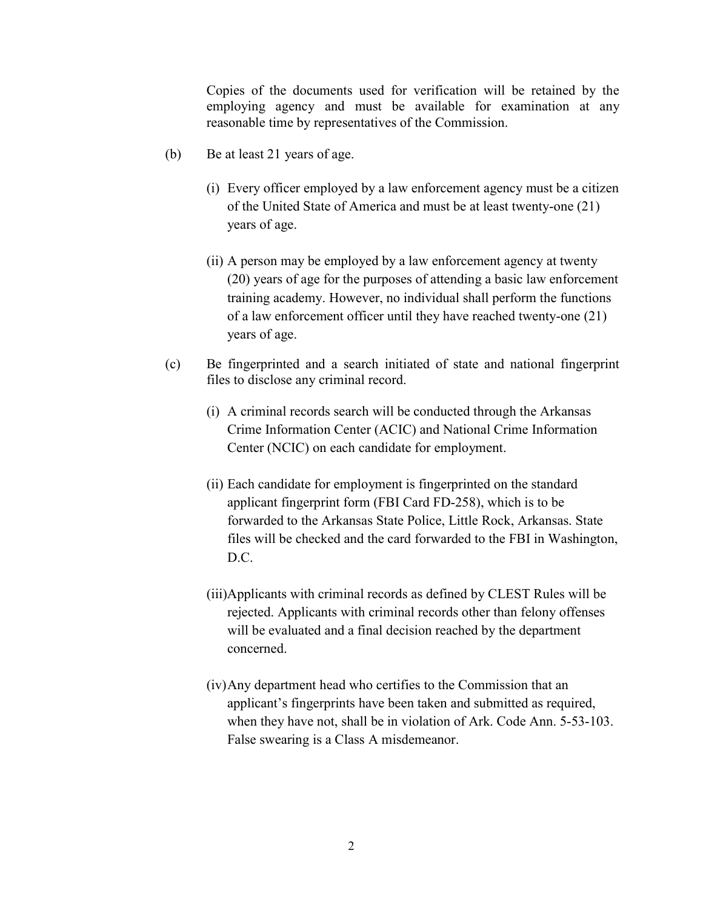Copies of the documents used for verification will be retained by the employing agency and must be available for examination at any reasonable time by representatives of the Commission.

(b) Be at least 21 years of age.

(i) Every officer employed by a law enforcement agency must be a citizen of the United State of America and must be at least twenty-one (21) years of age.

(ii) A person may be employed by a law enforcement agency at twenty (20) years of age for the purposes of attending a basic law enforcement training academy. However, no individual shall perform the functions of a law enforcement officer until they have reached twenty-one (21) years of age.

(c) Be fingerprinted and a search initiated of state and national fingerprint files to disclose any criminal record.

(i) A criminal records search will be conducted through the Arkansas Crime Information Center (ACIC) and National Crime Information Center (NCIC) on each candidate for employment.

(ii) Each candidate for employment is fingerprinted on the standard applicant fingerprint form (FBI Card FD-258), which is to be forwarded to the Arkansas State Police, Little Rock, Arkansas. State files will be checked and the card forwarded to the FBI in Washington, D.C.

(iii) Applicants with criminal records as defined by CLEST Rules will be rejected. Applicants with criminal records other than felony offenses will be evaluated and a final decision reached by the department concerned.

(iv) Any department head who certifies to the Commission that an applicant's fingerprints have been taken and submitted as required, when they have not, shall be in violation of Ark. Code Ann. 5-53-103. False swearing is a Class A misdemeanor.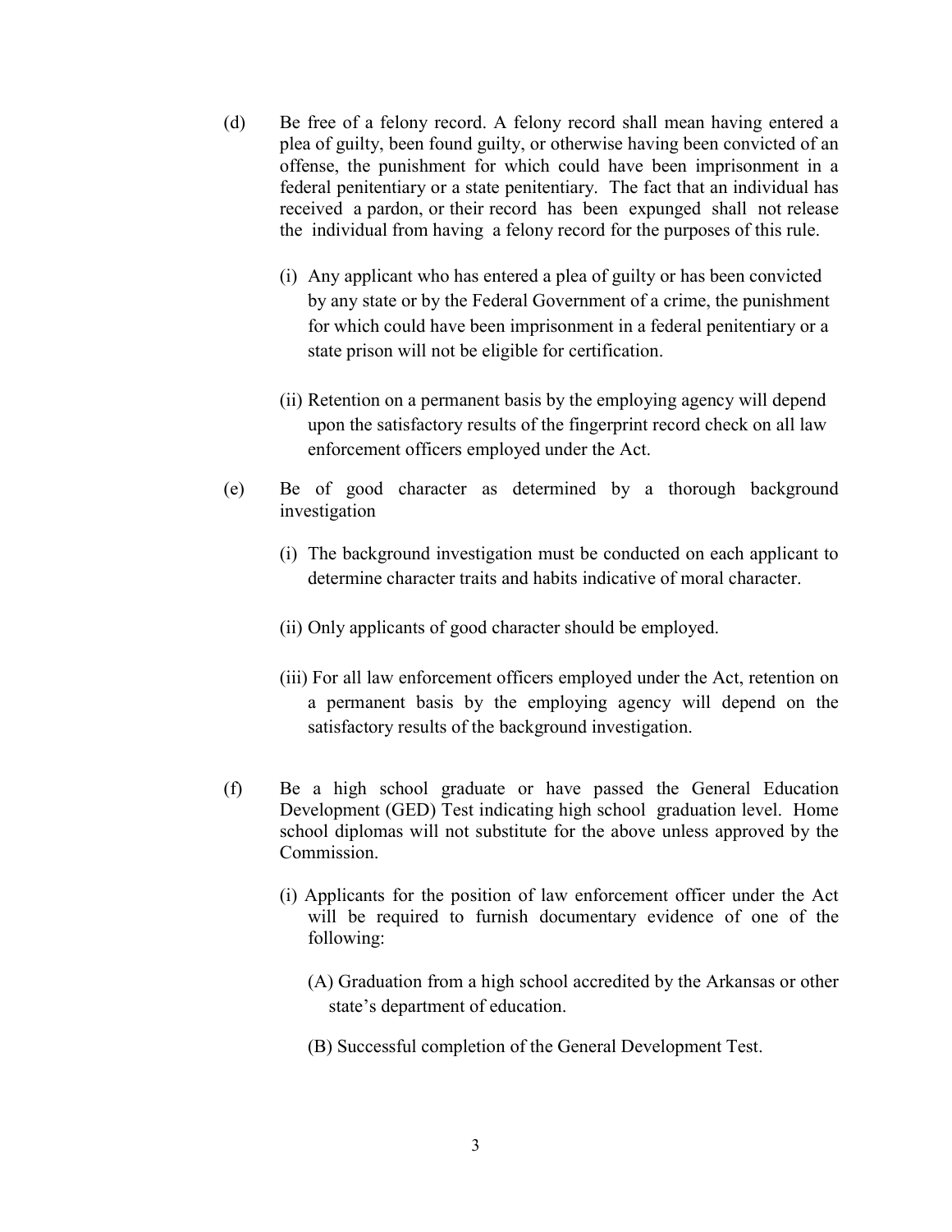(d) Be free of a felony record. A felony record shall mean having entered a plea of guilty, been found guilty, or otherwise having been convicted of an offense, the punishment for which could have been imprisonment in a federal penitentiary or a state penitentiary. The fact that an individual has received a pardon, or their record has been expunged shall not release the individual from having a felony record for the purposes of this rule.

(i) Any applicant who has entered a plea of guilty or has been convicted by any state or by the Federal Government of a crime, the punishment for which could have been imprisonment in a federal penitentiary or a state prison will not be eligible for certification.

(ii) Retention on a permanent basis by the employing agency will depend upon the satisfactory results of the fingerprint record check on all law enforcement officers employed under the Act.

(e) Be of good character as determined by a thorough background investigation

(i) The background investigation must be conducted on each applicant to determine character traits and habits indicative of moral character.

(ii) Only applicants of good character should be employed.

(iii) For all law enforcement officers employed under the Act, retention on a permanent basis by the employing agency will depend on the satisfactory results of the background investigation.

(f) Be a high school graduate or have passed the General Education Development (GED) Test indicating high school graduation level. Home school diplomas will not substitute for the above unless approved by the Commission.

(i) Applicants for the position of law enforcement officer under the Act will be required to furnish documentary evidence of one of the following:

(A) Graduation from a high school accredited by the Arkansas or other state's department of education.

(B) Successful completion of the General Development Test.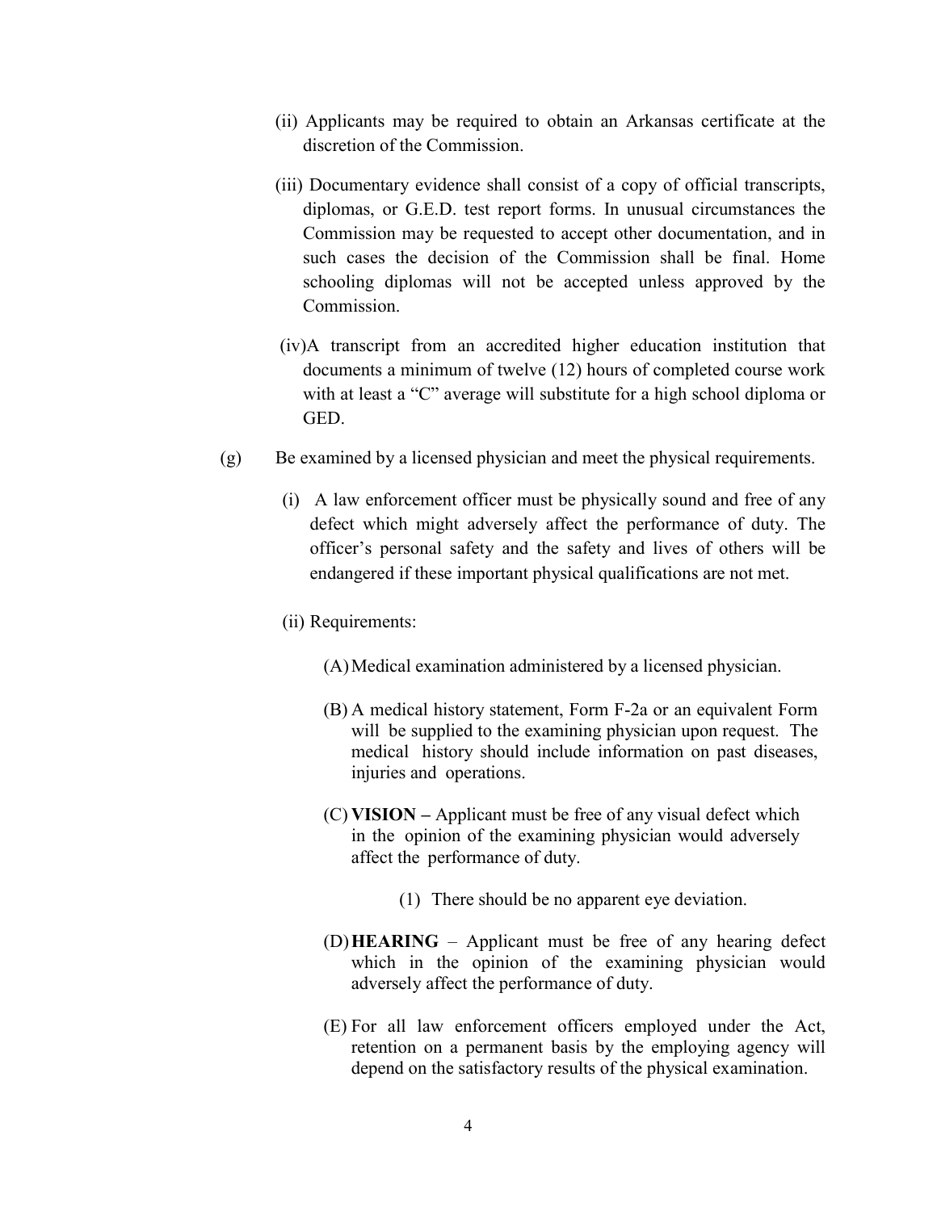(ii) Applicants may be required to obtain an Arkansas certificate at the discretion of the Commission.

(iii) Documentary evidence shall consist of a copy of official transcripts, diplomas, or G.E.D. test report forms. In unusual circumstances the Commission may be requested to accept other documentation, and in such cases the decision of the Commission shall be final. Home schooling diplomas will not be accepted unless approved by the Commission.

(iv) A transcript from an accredited higher education institution that documents a minimum of twelve (12) hours of completed course work with at least a "C" average will substitute for a high school diploma or GED.

(g) Be examined by a licensed physician and meet the physical requirements.

(i) A law enforcement officer must be physically sound and free of any defect which might adversely affect the performance of duty. The officer's personal safety and the safety and lives of others will be endangered if these important physical qualifications are not met.

(ii) Requirements:

(A) Medical examination administered by a licensed physician.

(B) A medical history statement, Form F-2a or an equivalent Form will be supplied to the examining physician upon request. The medical history should include information on past diseases, injuries and operations.

(C) **VISION –** Applicant must be free of any visual defect which in the opinion of the examining physician would adversely affect the performance of duty.

(1) There should be no apparent eye deviation.

(D) **HEARING** – Applicant must be free of any hearing defect which in the opinion of the examining physician would adversely affect the performance of duty.

(E) For all law enforcement officers employed under the Act, retention on a permanent basis by the employing agency will depend on the satisfactory results of the physical examination.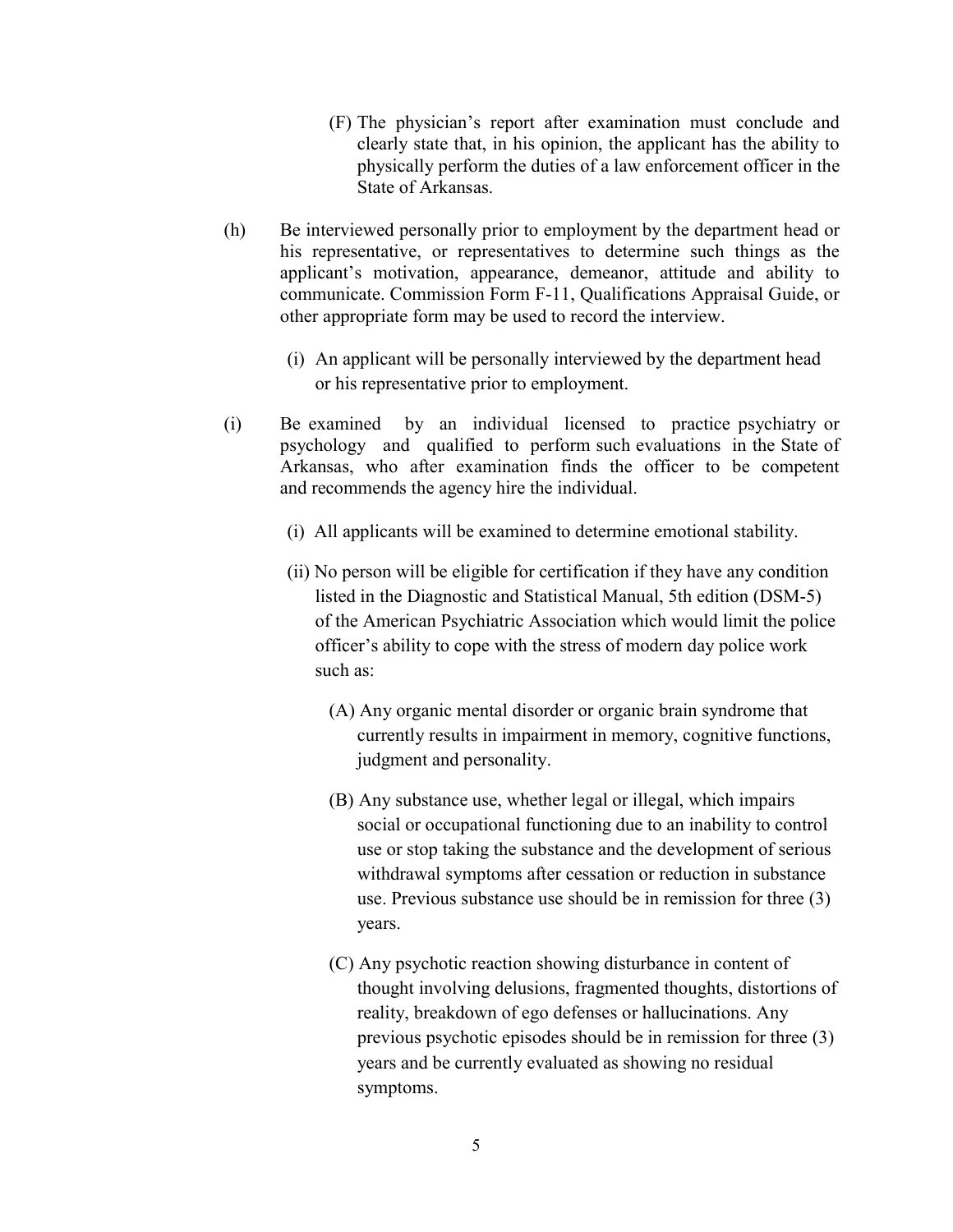(F) The physician's report after examination must conclude and clearly state that, in his opinion, the applicant has the ability to physically perform the duties of a law enforcement officer in the State of Arkansas.

(h) Be interviewed personally prior to employment by the department head or his representative, or representatives to determine such things as the applicant's motivation, appearance, demeanor, attitude and ability to communicate. Commission Form F-11, Qualifications Appraisal Guide, or other appropriate form may be used to record the interview.

(i) An applicant will be personally interviewed by the department head or his representative prior to employment.

(i) Be examined by an individual licensed to practice psychiatry or psychology and qualified to perform such evaluations in the State of Arkansas, who after examination finds the officer to be competent and recommends the agency hire the individual.

(i) All applicants will be examined to determine emotional stability.

(ii) No person will be eligible for certification if they have any condition listed in the Diagnostic and Statistical Manual, 5th edition (DSM-5) of the American Psychiatric Association which would limit the police officer's ability to cope with the stress of modern day police work such as:

(A) Any organic mental disorder or organic brain syndrome that currently results in impairment in memory, cognitive functions, judgment and personality.

(B) Any substance use, whether legal or illegal, which impairs social or occupational functioning due to an inability to control use or stop taking the substance and the development of serious withdrawal symptoms after cessation or reduction in substance use. Previous substance use should be in remission for three (3) years.

(C) Any psychotic reaction showing disturbance in content of thought involving delusions, fragmented thoughts, distortions of reality, breakdown of ego defenses or hallucinations. Any previous psychotic episodes should be in remission for three (3) years and be currently evaluated as showing no residual symptoms.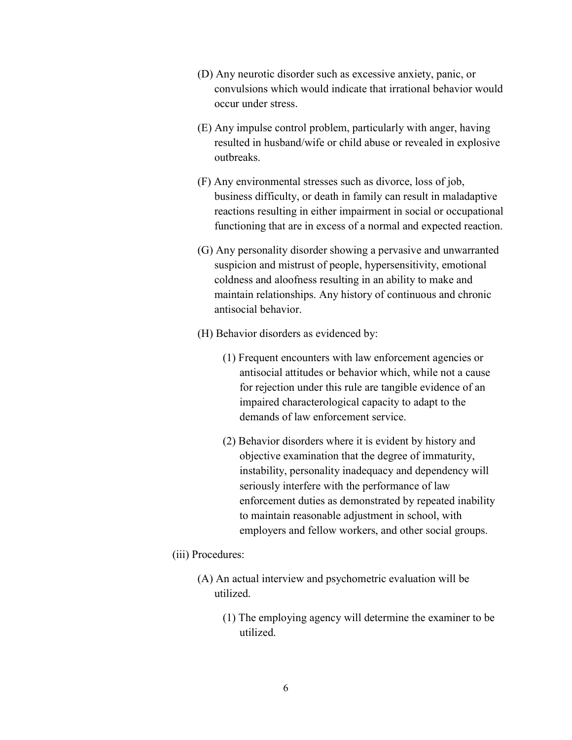(D) Any neurotic disorder such as excessive anxiety, panic, or convulsions which would indicate that irrational behavior would occur under stress.

(E) Any impulse control problem, particularly with anger, having resulted in husband/wife or child abuse or revealed in explosive outbreaks.

(F) Any environmental stresses such as divorce, loss of job, business difficulty, or death in family can result in maladaptive reactions resulting in either impairment in social or occupational functioning that are in excess of a normal and expected reaction.

(G) Any personality disorder showing a pervasive and unwarranted suspicion and mistrust of people, hypersensitivity, emotional coldness and aloofness resulting in an ability to make and maintain relationships. Any history of continuous and chronic antisocial behavior.

(H) Behavior disorders as evidenced by:

(1) Frequent encounters with law enforcement agencies or antisocial attitudes or behavior which, while not a cause for rejection under this rule are tangible evidence of an impaired characterological capacity to adapt to the demands of law enforcement service.

(2) Behavior disorders where it is evident by history and objective examination that the degree of immaturity, instability, personality inadequacy and dependency will seriously interfere with the performance of law enforcement duties as demonstrated by repeated inability to maintain reasonable adjustment in school, with employers and fellow workers, and other social groups.

(iii) Procedures:

(A) An actual interview and psychometric evaluation will be utilized.

(1) The employing agency will determine the examiner to be utilized.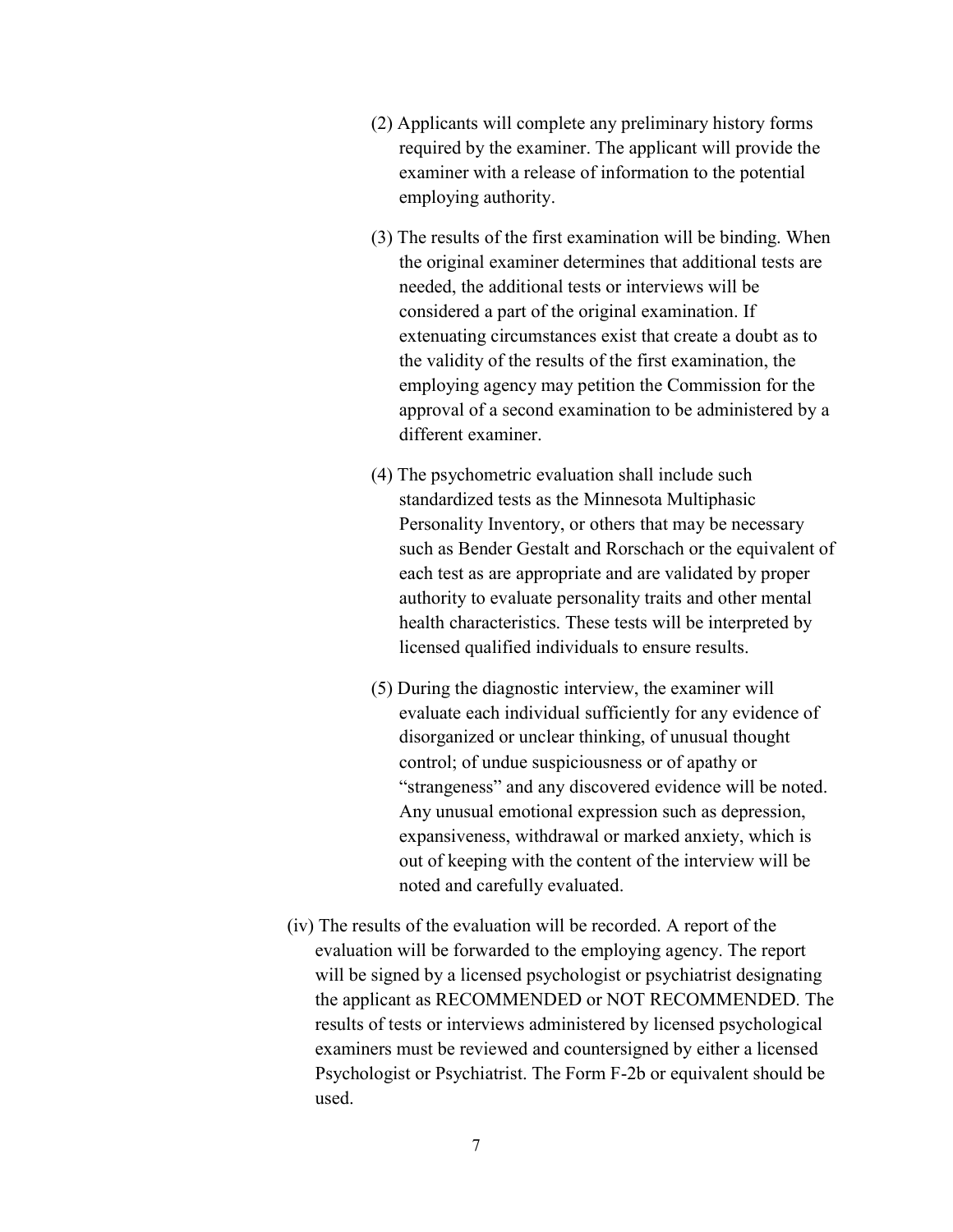(2) Applicants will complete any preliminary history forms required by the examiner. The applicant will provide the examiner with a release of information to the potential employing authority.

(3) The results of the first examination will be binding. When the original examiner determines that additional tests are needed, the additional tests or interviews will be considered a part of the original examination. If extenuating circumstances exist that create a doubt as to the validity of the results of the first examination, the employing agency may petition the Commission for the approval of a second examination to be administered by a different examiner.

(4) The psychometric evaluation shall include such standardized tests as the Minnesota Multiphasic Personality Inventory, or others that may be necessary such as Bender Gestalt and Rorschach or the equivalent of each test as are appropriate and are validated by proper authority to evaluate personality traits and other mental health characteristics. These tests will be interpreted by licensed qualified individuals to ensure results.

(5) During the diagnostic interview, the examiner will evaluate each individual sufficiently for any evidence of disorganized or unclear thinking, of unusual thought control; of undue suspiciousness or of apathy or "strangeness" and any discovered evidence will be noted. Any unusual emotional expression such as depression, expansiveness, withdrawal or marked anxiety, which is out of keeping with the content of the interview will be noted and carefully evaluated.

(iv) The results of the evaluation will be recorded. A report of the evaluation will be forwarded to the employing agency. The report will be signed by a licensed psychologist or psychiatrist designating the applicant as RECOMMENDED or NOT RECOMMENDED. The results of tests or interviews administered by licensed psychological examiners must be reviewed and countersigned by either a licensed Psychologist or Psychiatrist. The Form F-2b or equivalent should be used.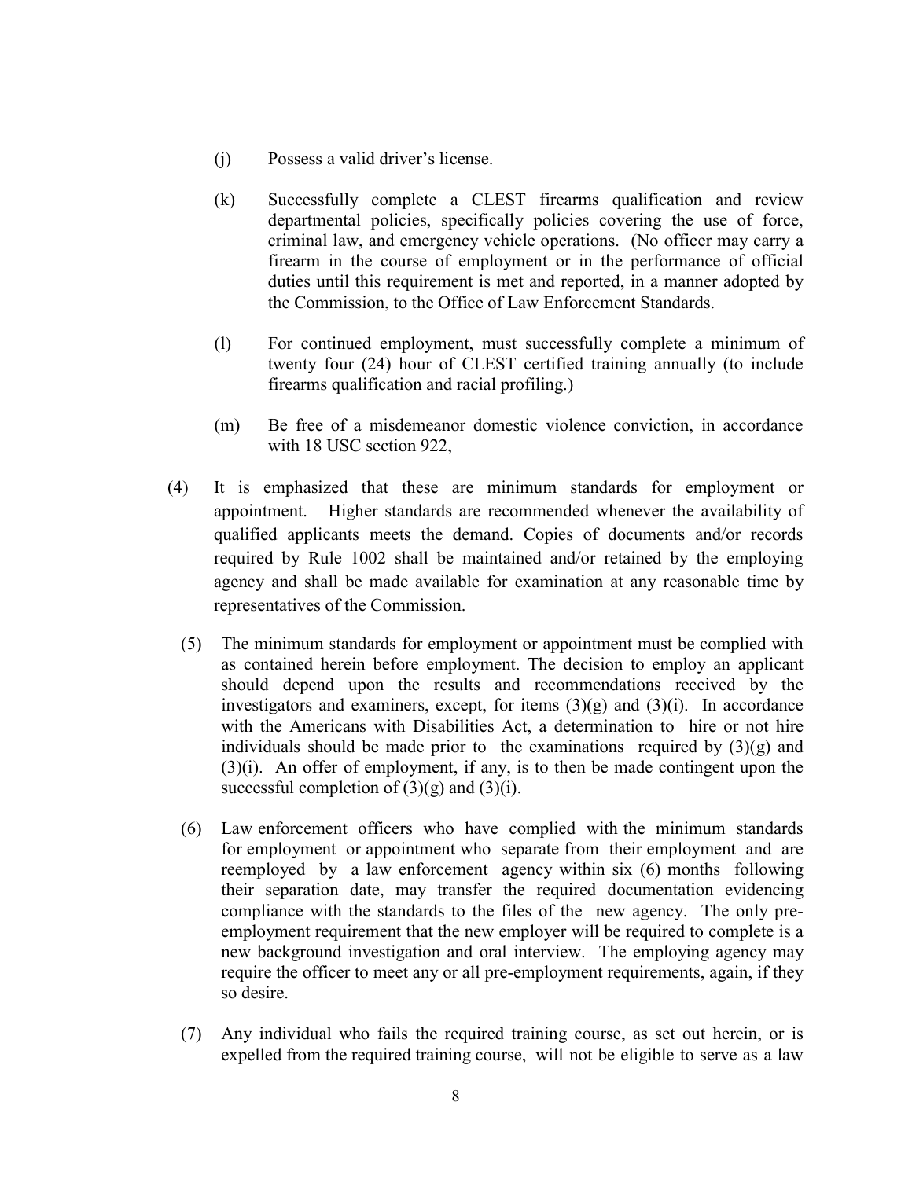(j) Possess a valid driver's license.

(k) Successfully complete a CLEST firearms qualification and review departmental policies, specifically policies covering the use of force, criminal law, and emergency vehicle operations. (No officer may carry a firearm in the course of employment or in the performance of official duties until this requirement is met and reported, in a manner adopted by the Commission, to the Office of Law Enforcement Standards.

(l) For continued employment, must successfully complete a minimum of twenty four (24) hour of CLEST certified training annually (to include firearms qualification and racial profiling.)

(m) Be free of a misdemeanor domestic violence conviction, in accordance with 18 USC section 922,

(4) It is emphasized that these are minimum standards for employment or appointment. Higher standards are recommended whenever the availability of qualified applicants meets the demand. Copies of documents and/or records required by Rule 1002 shall be maintained and/or retained by the employing agency and shall be made available for examination at any reasonable time by representatives of the Commission.

(5) The minimum standards for employment or appointment must be complied with as contained herein before employment. The decision to employ an applicant should depend upon the results and recommendations received by the investigators and examiners, except, for items (3)(g) and (3)(i). In accordance with the Americans with Disabilities Act, a determination to hire or not hire individuals should be made prior to the examinations required by (3)(g) and (3)(i). An offer of employment, if any, is to then be made contingent upon the successful completion of (3)(g) and (3)(i).

(6) Law enforcement officers who have complied with the minimum standards for employment or appointment who separate from their employment and are reemployed by a law enforcement agency within six (6) months following their separation date, may transfer the required documentation evidencing compliance with the standards to the files of the new agency. The only pre-employment requirement that the new employer will be required to complete is a new background investigation and oral interview. The employing agency may require the officer to meet any or all pre-employment requirements, again, if they so desire.

(7) Any individual who fails the required training course, as set out herein, or is expelled from the required training course, will not be eligible to serve as a law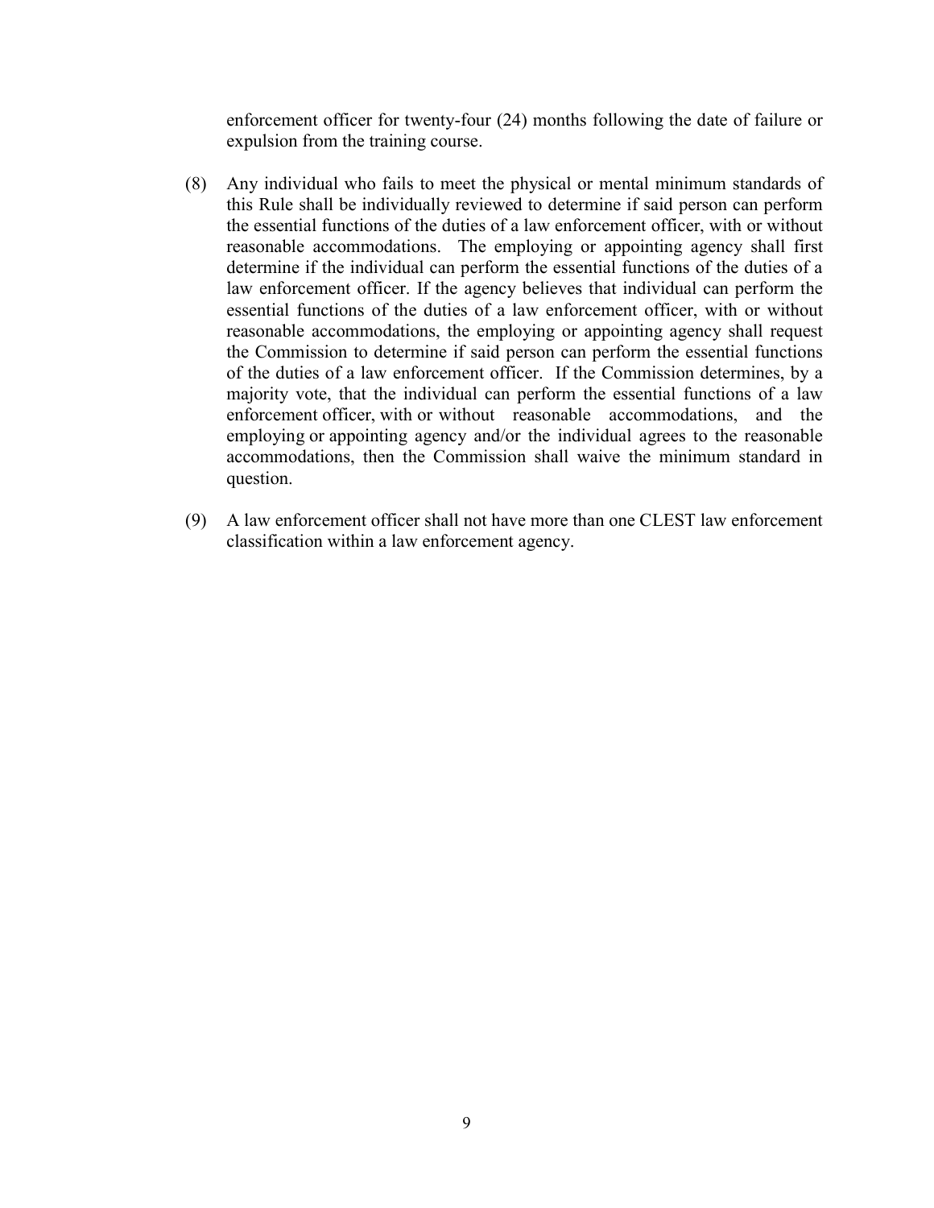enforcement officer for twenty-four (24) months following the date of failure or expulsion from the training course.

(8) Any individual who fails to meet the physical or mental minimum standards of this Rule shall be individually reviewed to determine if said person can perform the essential functions of the duties of a law enforcement officer, with or without reasonable accommodations. The employing or appointing agency shall first determine if the individual can perform the essential functions of the duties of a law enforcement officer. If the agency believes that individual can perform the essential functions of the duties of a law enforcement officer, with or without reasonable accommodations, the employing or appointing agency shall request the Commission to determine if said person can perform the essential functions of the duties of a law enforcement officer. If the Commission determines, by a majority vote, that the individual can perform the essential functions of a law enforcement officer, with or without reasonable accommodations, and the employing or appointing agency and/or the individual agrees to the reasonable accommodations, then the Commission shall waive the minimum standard in question.

(9) A law enforcement officer shall not have more than one CLEST law enforcement classification within a law enforcement agency.